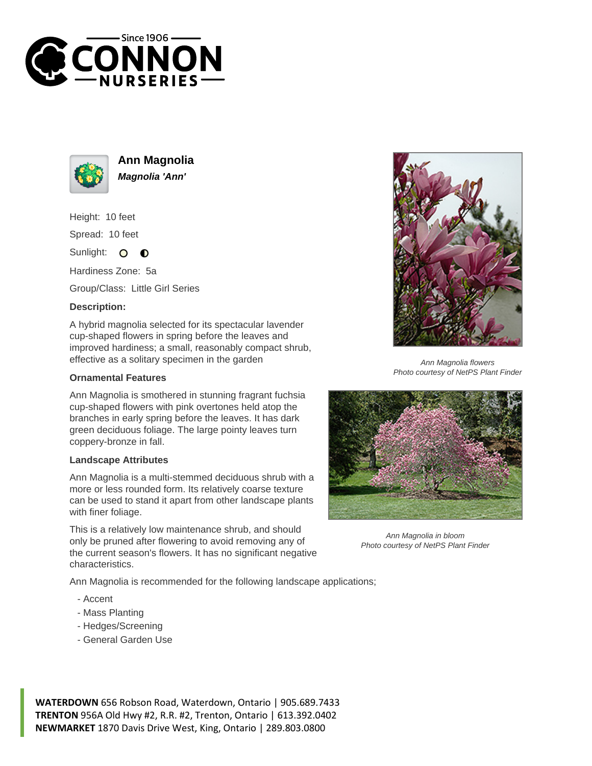# Ann Magnolia

***Magnolia 'Ann'***

Height: 10 feet

Spread: 10 feet

Sunlight:

Hardiness Zone: 5a

Group/Class: Little Girl Series

**Description:**

A hybrid magnolia selected for its spectacular lavender cup-shaped flowers in spring before the leaves and improved hardiness; a small, reasonably compact shrub, effective as a solitary specimen in the garden

### Ornamental Features

Ann Magnolia is smothered in stunning fragrant fuchsia cup-shaped flowers with pink overtones held atop the branches in early spring before the leaves. It has dark green deciduous foliage. The large pointy leaves turn coppery-bronze in fall.

### Landscape Attributes

Ann Magnolia is a multi-stemmed deciduous shrub with a more or less rounded form. Its relatively coarse texture can be used to stand it apart from other landscape plants with finer foliage.

This is a relatively low maintenance shrub, and should only be pruned after flowering to avoid removing any of the current season's flowers. It has no significant negative characteristics.

Ann Magnolia is recommended for the following landscape applications;

- Accent
- Mass Planting
- Hedges/Screening
- General Garden Use

*Ann Magnolia flowers*
*Photo courtesy of NetPS Plant Finder*

*Ann Magnolia in bloom*
*Photo courtesy of NetPS Plant Finder*

**WATERDOWN** 656 Robson Road, Waterdown, Ontario | 905.689.7433
**TRENTON** 956A Old Hwy #2, R.R. #2, Trenton, Ontario | 613.392.0402
**NEWMARKET** 1870 Davis Drive West, King, Ontario | 289.803.0800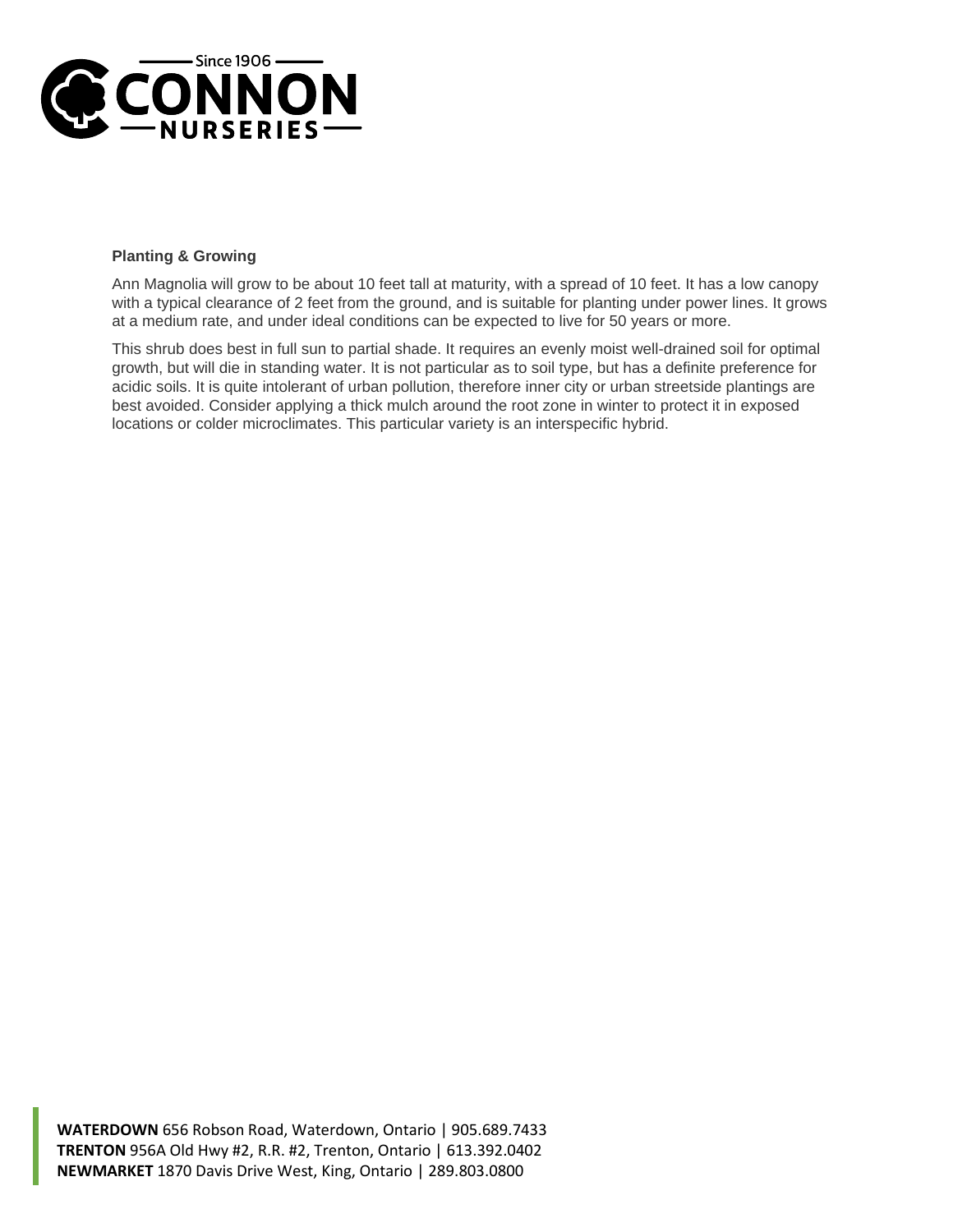## Planting & Growing

Ann Magnolia will grow to be about 10 feet tall at maturity, with a spread of 10 feet. It has a low canopy with a typical clearance of 2 feet from the ground, and is suitable for planting under power lines. It grows at a medium rate, and under ideal conditions can be expected to live for 50 years or more.

This shrub does best in full sun to partial shade. It requires an evenly moist well-drained soil for optimal growth, but will die in standing water. It is not particular as to soil type, but has a definite preference for acidic soils. It is quite intolerant of urban pollution, therefore inner city or urban streetside plantings are best avoided. Consider applying a thick mulch around the root zone in winter to protect it in exposed locations or colder microclimates. This particular variety is an interspecific hybrid.